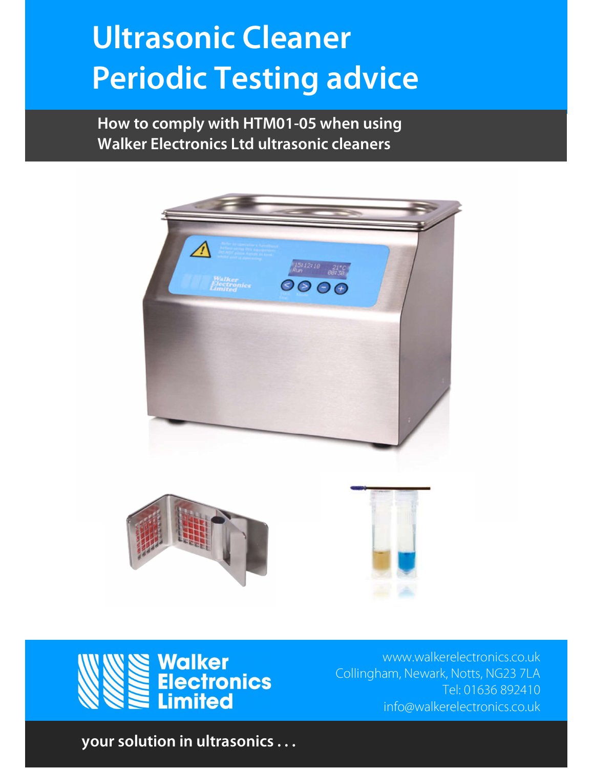# Ultrasonic Cleaner Periodic Testing advice

**How to comply with HTM01-05 when using Walker Electronics Ltd ultrasonic cleaners**

Walker Electronics Limited

www.walkerelectronics.co.uk
Collingham, Newark, Notts, NG23 7LA
Tel: 01636 892410
info@walkerelectronics.co.uk

**your solution in ultrasonics . . .**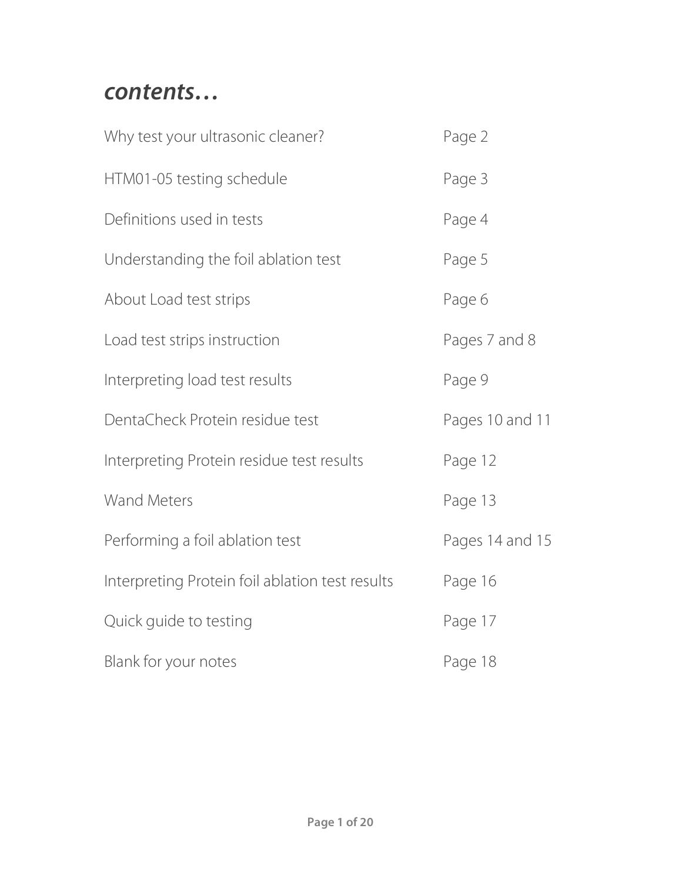# *contents…*

| | |
|---|---|
| Why test your ultrasonic cleaner? | Page 2 |
| HTM01-05 testing schedule | Page 3 |
| Definitions used in tests | Page 4 |
| Understanding the foil ablation test | Page 5 |
| About Load test strips | Page 6 |
| Load test strips instruction | Pages 7 and 8 |
| Interpreting load test results | Page 9 |
| DentaCheck Protein residue test | Pages 10 and 11 |
| Interpreting Protein residue test results | Page 12 |
| Wand Meters | Page 13 |
| Performing a foil ablation test | Pages 14 and 15 |
| Interpreting Protein foil ablation test results | Page 16 |
| Quick guide to testing | Page 17 |
| Blank for your notes | Page 18 |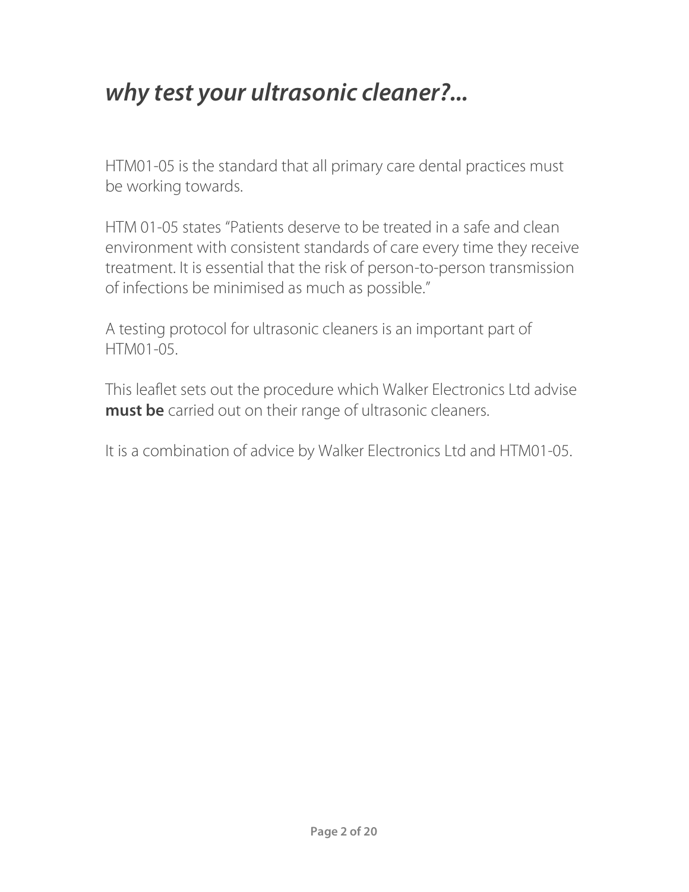# *why test your ultrasonic cleaner?...*

HTM01-05 is the standard that all primary care dental practices must be working towards.

HTM 01-05 states "Patients deserve to be treated in a safe and clean environment with consistent standards of care every time they receive treatment. It is essential that the risk of person-to-person transmission of infections be minimised as much as possible."

A testing protocol for ultrasonic cleaners is an important part of HTM01-05.

This leaflet sets out the procedure which Walker Electronics Ltd advise **must be** carried out on their range of ultrasonic cleaners.

It is a combination of advice by Walker Electronics Ltd and HTM01-05.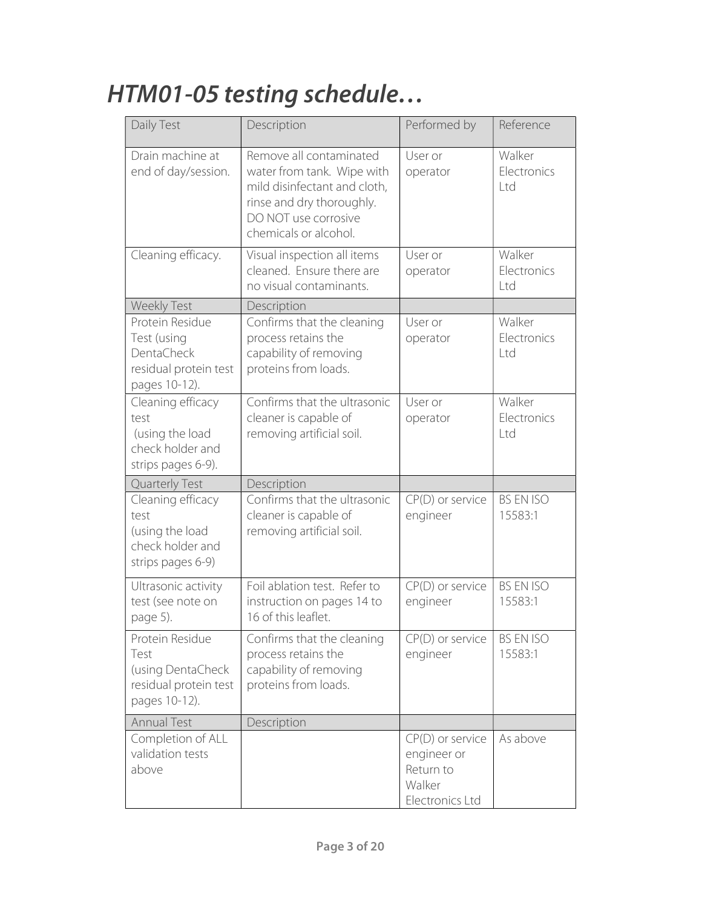# *HTM01-05 testing schedule…*

| Daily Test | Description | Performed by | Reference |
|---|---|---|---|
| Drain machine at end of day/session. | Remove all contaminated water from tank. Wipe with mild disinfectant and cloth, rinse and dry thoroughly. DO NOT use corrosive chemicals or alcohol. | User or operator | Walker Electronics Ltd |
| Cleaning efficacy. | Visual inspection all items cleaned. Ensure there are no visual contaminants. | User or operator | Walker Electronics Ltd |
| Weekly Test | Description | | |
| Protein Residue Test (using DentaCheck residual protein test pages 10-12). | Confirms that the cleaning process retains the capability of removing proteins from loads. | User or operator | Walker Electronics Ltd |
| Cleaning efficacy test (using the load check holder and strips pages 6-9). | Confirms that the ultrasonic cleaner is capable of removing artificial soil. | User or operator | Walker Electronics Ltd |
| Quarterly Test | Description | | |
| Cleaning efficacy test (using the load check holder and strips pages 6-9) | Confirms that the ultrasonic cleaner is capable of removing artificial soil. | CP(D) or service engineer | BS EN ISO 15583:1 |
| Ultrasonic activity test (see note on page 5). | Foil ablation test. Refer to instruction on pages 14 to 16 of this leaflet. | CP(D) or service engineer | BS EN ISO 15583:1 |
| Protein Residue Test (using DentaCheck residual protein test pages 10-12). | Confirms that the cleaning process retains the capability of removing proteins from loads. | CP(D) or service engineer | BS EN ISO 15583:1 |
| Annual Test | Description | | |
| Completion of ALL validation tests above | | CP(D) or service engineer or Return to Walker Electronics Ltd | As above |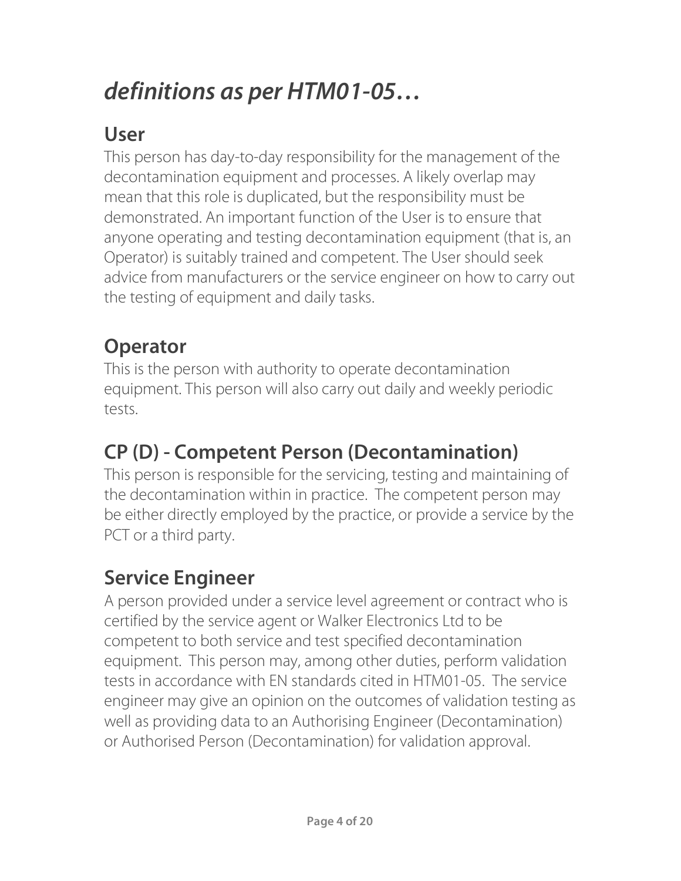# *definitions as per HTM01-05…*

## User

This person has day-to-day responsibility for the management of the decontamination equipment and processes. A likely overlap may mean that this role is duplicated, but the responsibility must be demonstrated. An important function of the User is to ensure that anyone operating and testing decontamination equipment (that is, an Operator) is suitably trained and competent. The User should seek advice from manufacturers or the service engineer on how to carry out the testing of equipment and daily tasks.

## Operator

This is the person with authority to operate decontamination equipment. This person will also carry out daily and weekly periodic tests.

## CP (D) - Competent Person (Decontamination)

This person is responsible for the servicing, testing and maintaining of the decontamination within in practice. The competent person may be either directly employed by the practice, or provide a service by the PCT or a third party.

## Service Engineer

A person provided under a service level agreement or contract who is certified by the service agent or Walker Electronics Ltd to be competent to both service and test specified decontamination equipment. This person may, among other duties, perform validation tests in accordance with EN standards cited in HTM01-05. The service engineer may give an opinion on the outcomes of validation testing as well as providing data to an Authorising Engineer (Decontamination) or Authorised Person (Decontamination) for validation approval.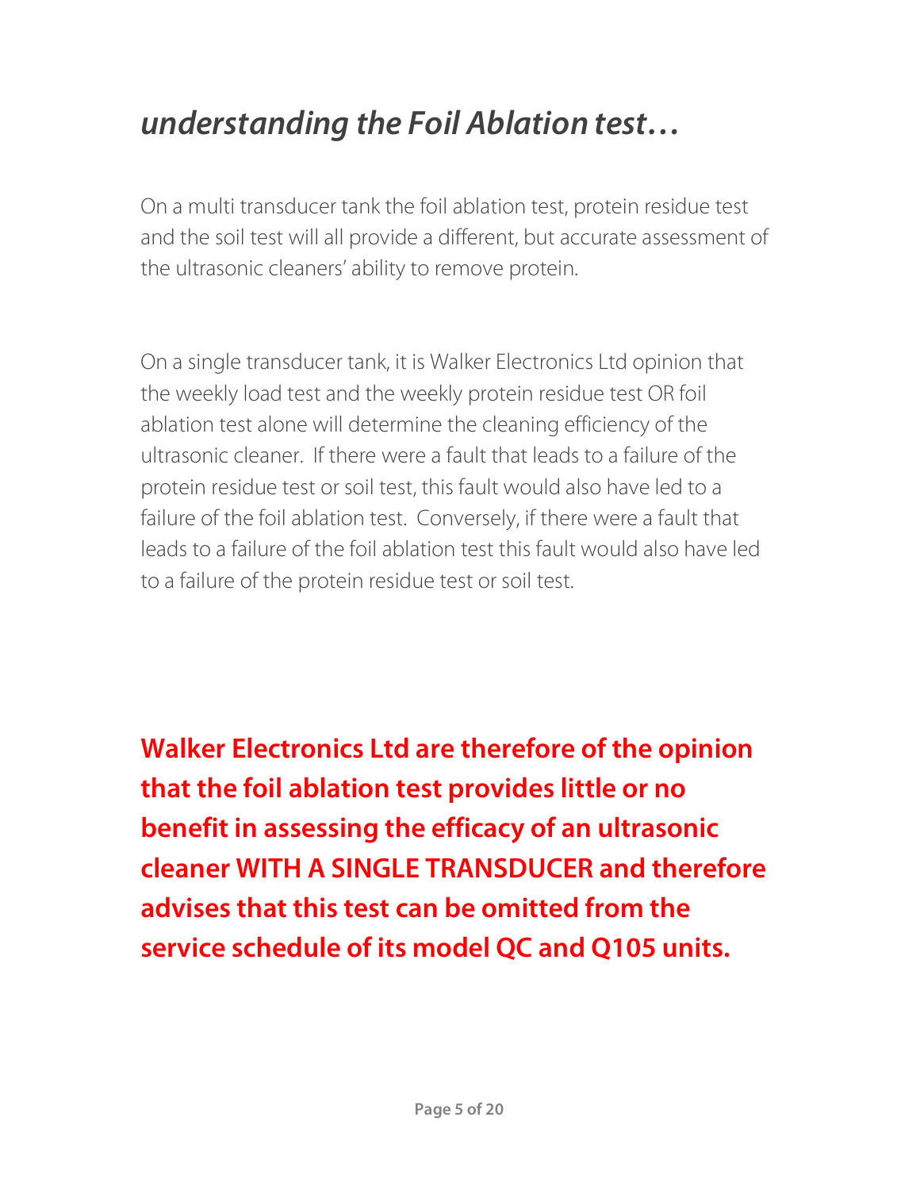## *understanding the Foil Ablation test…*

On a multi transducer tank the foil ablation test, protein residue test and the soil test will all provide a different, but accurate assessment of the ultrasonic cleaners' ability to remove protein.

On a single transducer tank, it is Walker Electronics Ltd opinion that the weekly load test and the weekly protein residue test OR foil ablation test alone will determine the cleaning efficiency of the ultrasonic cleaner. If there were a fault that leads to a failure of the protein residue test or soil test, this fault would also have led to a failure of the foil ablation test. Conversely, if there were a fault that leads to a failure of the foil ablation test this fault would also have led to a failure of the protein residue test or soil test.

**Walker Electronics Ltd are therefore of the opinion that the foil ablation test provides little or no benefit in assessing the efficacy of an ultrasonic cleaner WITH A SINGLE TRANSDUCER and therefore advises that this test can be omitted from the service schedule of its model QC and Q105 units.**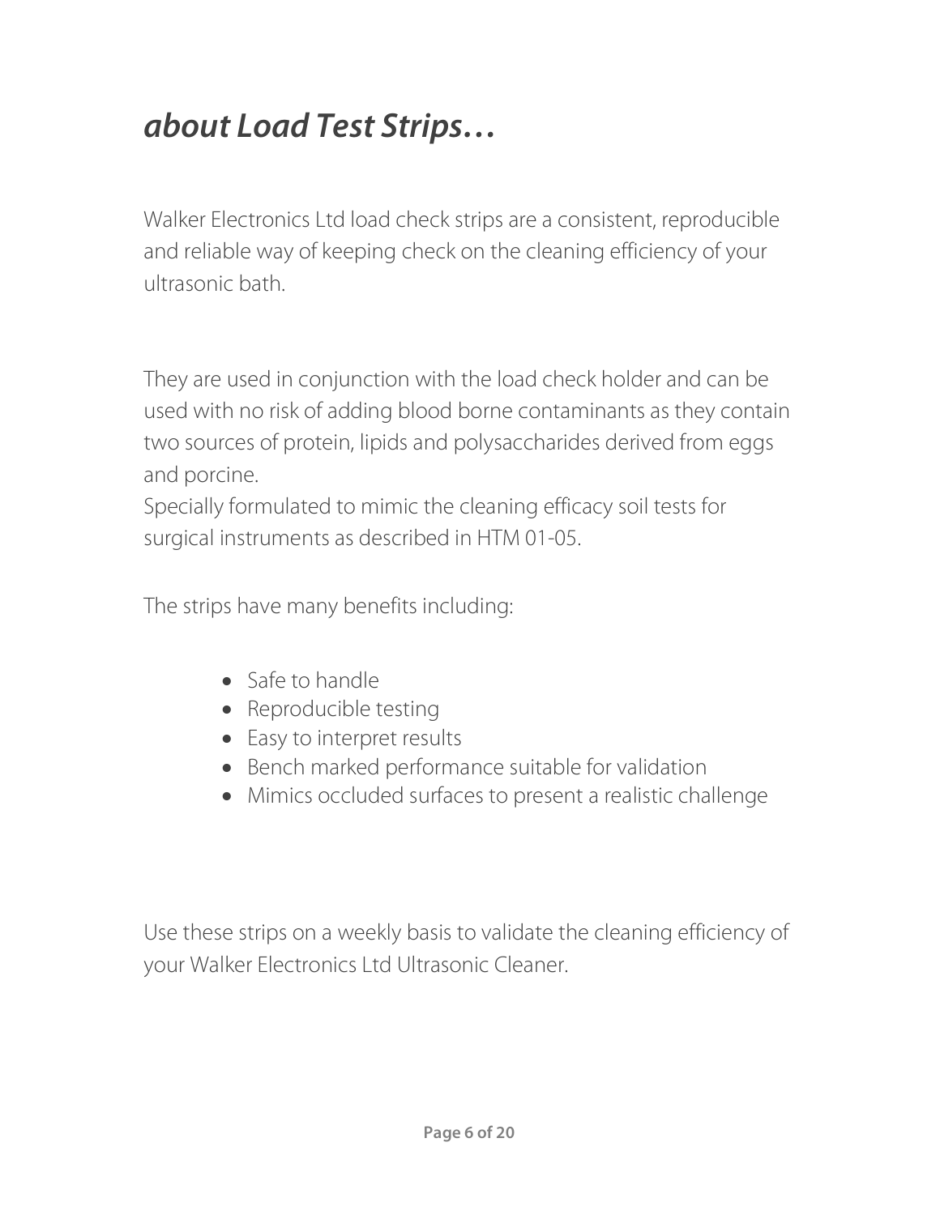## *about Load Test Strips…*

Walker Electronics Ltd load check strips are a consistent, reproducible and reliable way of keeping check on the cleaning efficiency of your ultrasonic bath.

They are used in conjunction with the load check holder and can be used with no risk of adding blood borne contaminants as they contain two sources of protein, lipids and polysaccharides derived from eggs and porcine.
Specially formulated to mimic the cleaning efficacy soil tests for surgical instruments as described in HTM 01-05.

The strips have many benefits including:

- Safe to handle
- Reproducible testing
- Easy to interpret results
- Bench marked performance suitable for validation
- Mimics occluded surfaces to present a realistic challenge

Use these strips on a weekly basis to validate the cleaning efficiency of your Walker Electronics Ltd Ultrasonic Cleaner.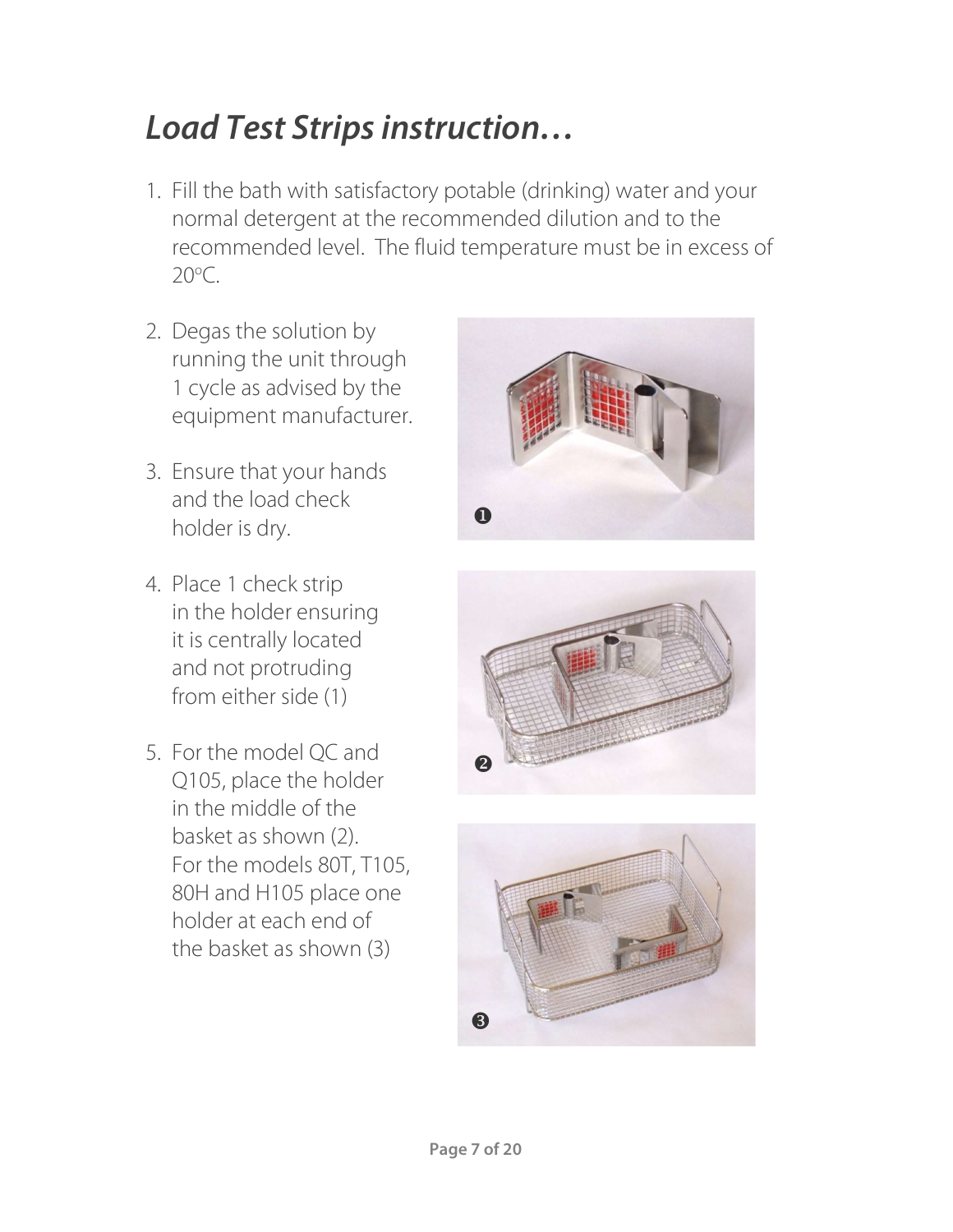# *Load Test Strips instruction…*

1. Fill the bath with satisfactory potable (drinking) water and your normal detergent at the recommended dilution and to the recommended level. The fluid temperature must be in excess of 20°C.

2. Degas the solution by running the unit through 1 cycle as advised by the equipment manufacturer.

3. Ensure that your hands and the load check holder is dry.

4. Place 1 check strip in the holder ensuring it is centrally located and not protruding from either side (1)

5. For the model QC and Q105, place the holder in the middle of the basket as shown (2). For the models 80T, T105, 80H and H105 place one holder at each end of the basket as shown (3)

❶

❷

❸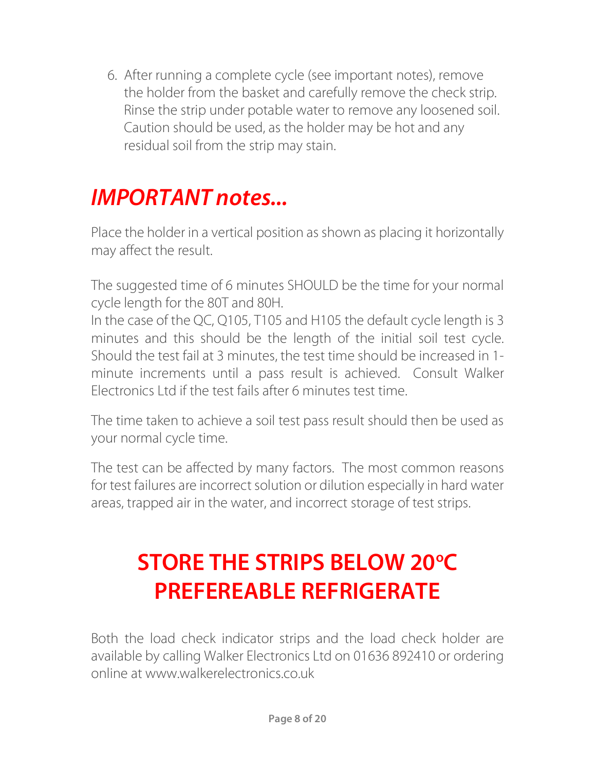6. After running a complete cycle (see important notes), remove the holder from the basket and carefully remove the check strip. Rinse the strip under potable water to remove any loosened soil. Caution should be used, as the holder may be hot and any residual soil from the strip may stain.

## *IMPORTANT notes...*

Place the holder in a vertical position as shown as placing it horizontally may affect the result.

The suggested time of 6 minutes SHOULD be the time for your normal cycle length for the 80T and 80H.
In the case of the QC, Q105, T105 and H105 the default cycle length is 3 minutes and this should be the length of the initial soil test cycle. Should the test fail at 3 minutes, the test time should be increased in 1-minute increments until a pass result is achieved. Consult Walker Electronics Ltd if the test fails after 6 minutes test time.

The time taken to achieve a soil test pass result should then be used as your normal cycle time.

The test can be affected by many factors. The most common reasons for test failures are incorrect solution or dilution especially in hard water areas, trapped air in the water, and incorrect storage of test strips.

## STORE THE STRIPS BELOW 20ºC PREFEREABLE REFRIGERATE

Both the load check indicator strips and the load check holder are available by calling Walker Electronics Ltd on 01636 892410 or ordering online at www.walkerelectronics.co.uk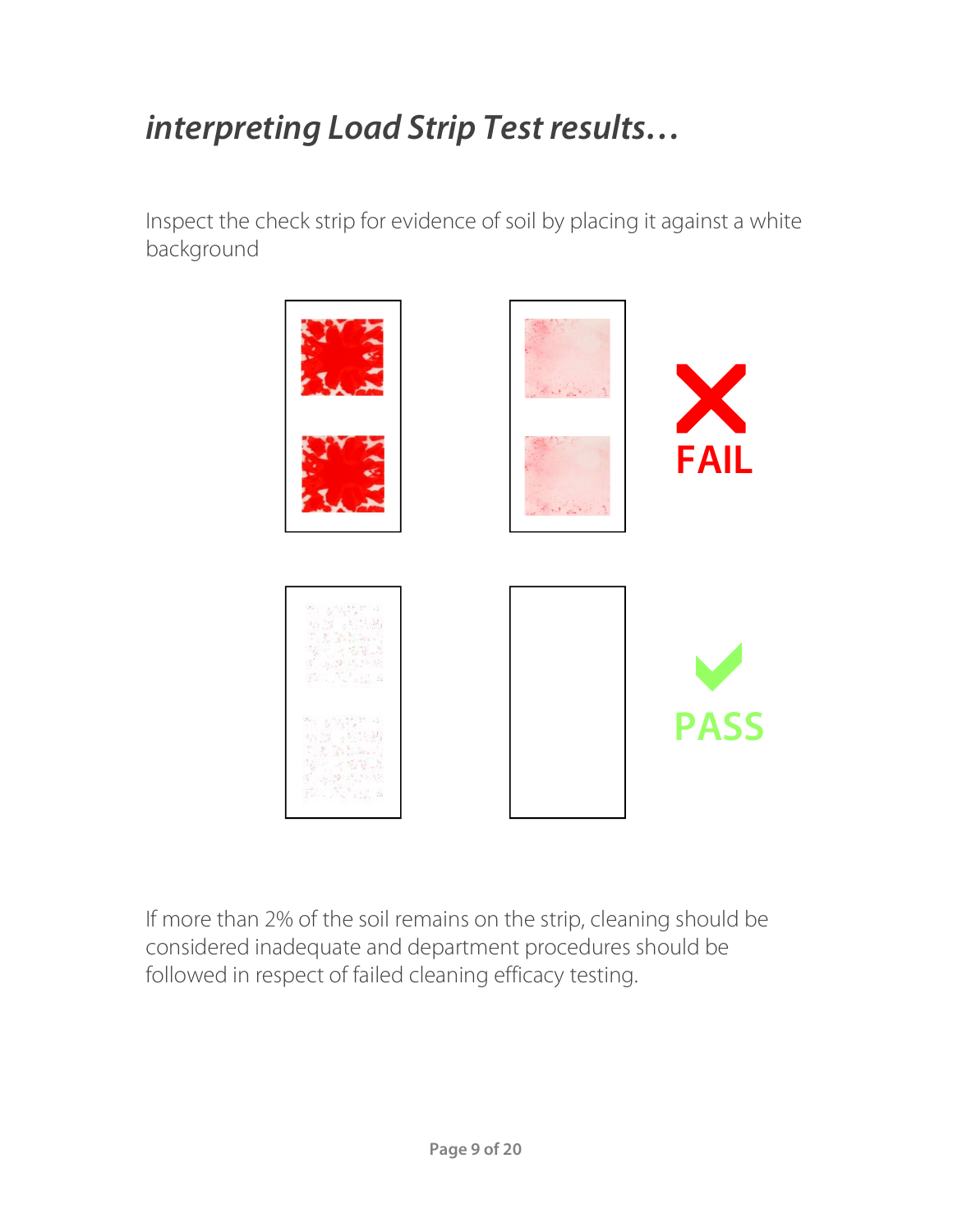# *interpreting Load Strip Test results…*

Inspect the check strip for evidence of soil by placing it against a white background

FAIL

PASS

If more than 2% of the soil remains on the strip, cleaning should be considered inadequate and department procedures should be followed in respect of failed cleaning efficacy testing.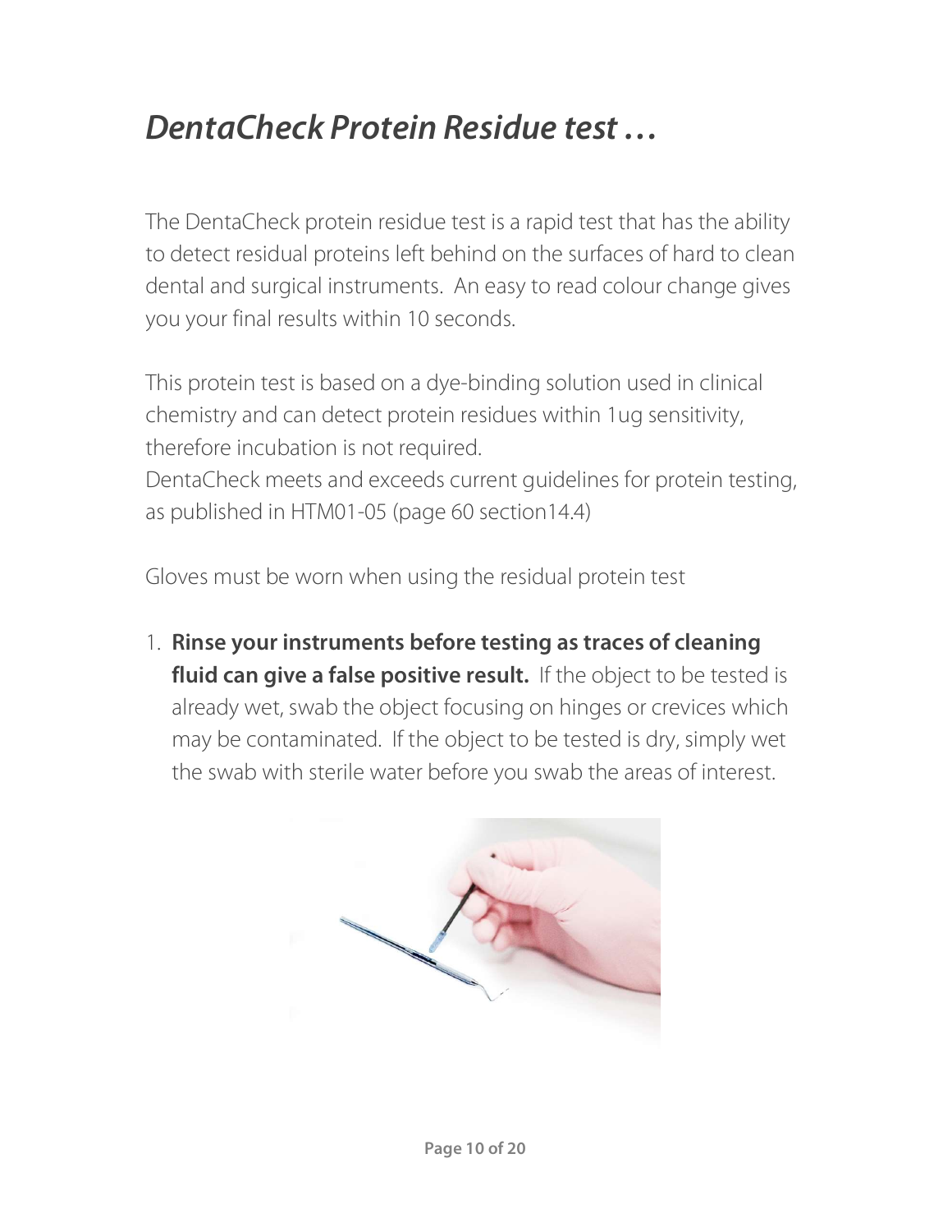# *DentaCheck Protein Residue test …*

The DentaCheck protein residue test is a rapid test that has the ability to detect residual proteins left behind on the surfaces of hard to clean dental and surgical instruments. An easy to read colour change gives you your final results within 10 seconds.

This protein test is based on a dye-binding solution used in clinical chemistry and can detect protein residues within 1ug sensitivity, therefore incubation is not required.

DentaCheck meets and exceeds current guidelines for protein testing, as published in HTM01-05 (page 60 section14.4)

Gloves must be worn when using the residual protein test

1. **Rinse your instruments before testing as traces of cleaning fluid can give a false positive result.** If the object to be tested is already wet, swab the object focusing on hinges or crevices which may be contaminated. If the object to be tested is dry, simply wet the swab with sterile water before you swab the areas of interest.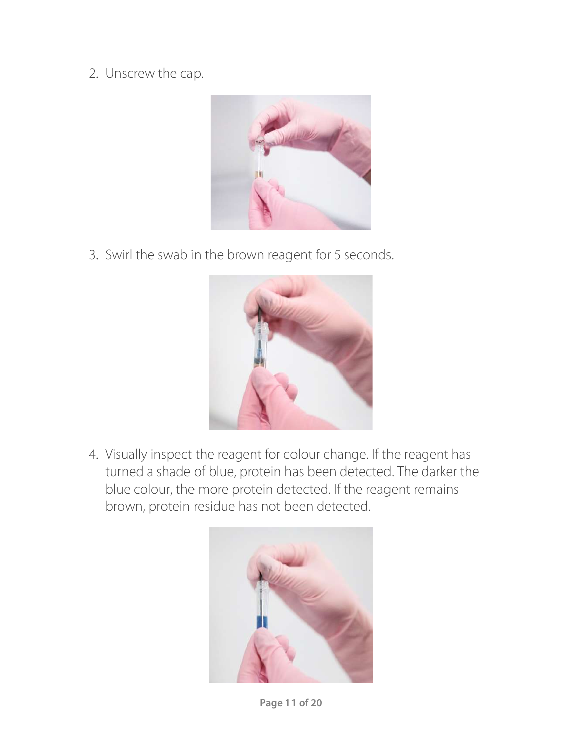2. Unscrew the cap.

3. Swirl the swab in the brown reagent for 5 seconds.

4. Visually inspect the reagent for colour change. If the reagent has turned a shade of blue, protein has been detected. The darker the blue colour, the more protein detected. If the reagent remains brown, protein residue has not been detected.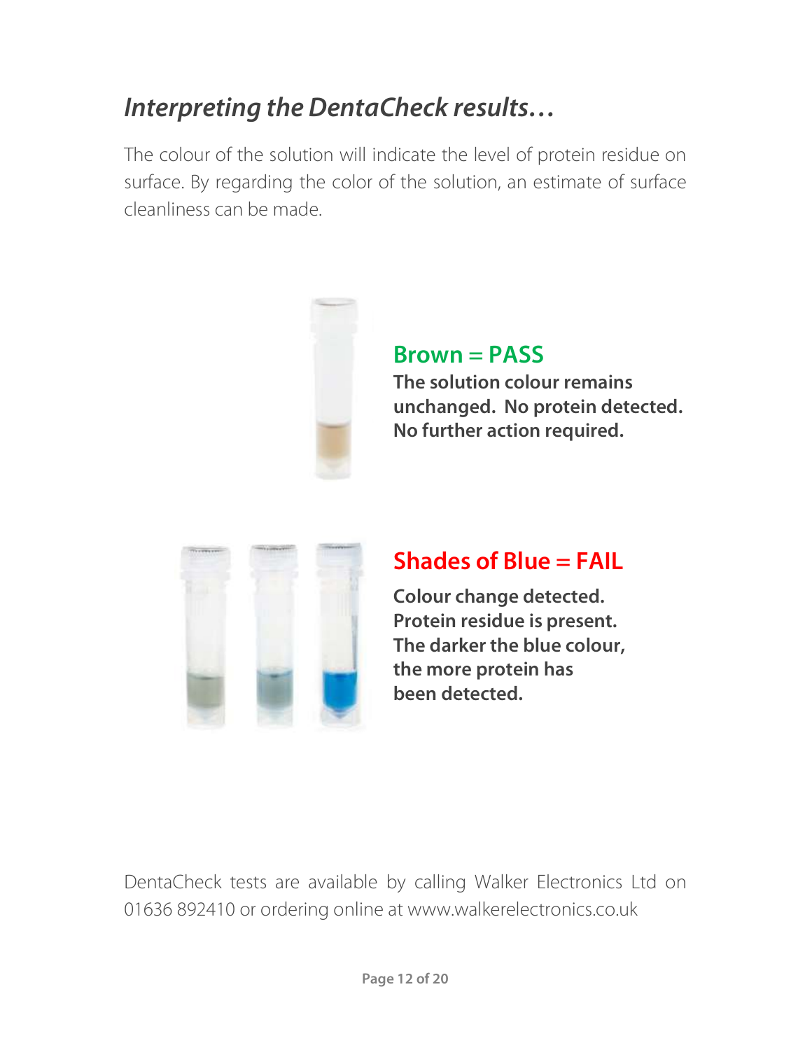## *Interpreting the DentaCheck results…*

The colour of the solution will indicate the level of protein residue on surface. By regarding the color of the solution, an estimate of surface cleanliness can be made.

### Brown = PASS

**The solution colour remains unchanged. No protein detected. No further action required.**

### Shades of Blue = FAIL

**Colour change detected. Protein residue is present. The darker the blue colour, the more protein has been detected.**

DentaCheck tests are available by calling Walker Electronics Ltd on 01636 892410 or ordering online at www.walkerelectronics.co.uk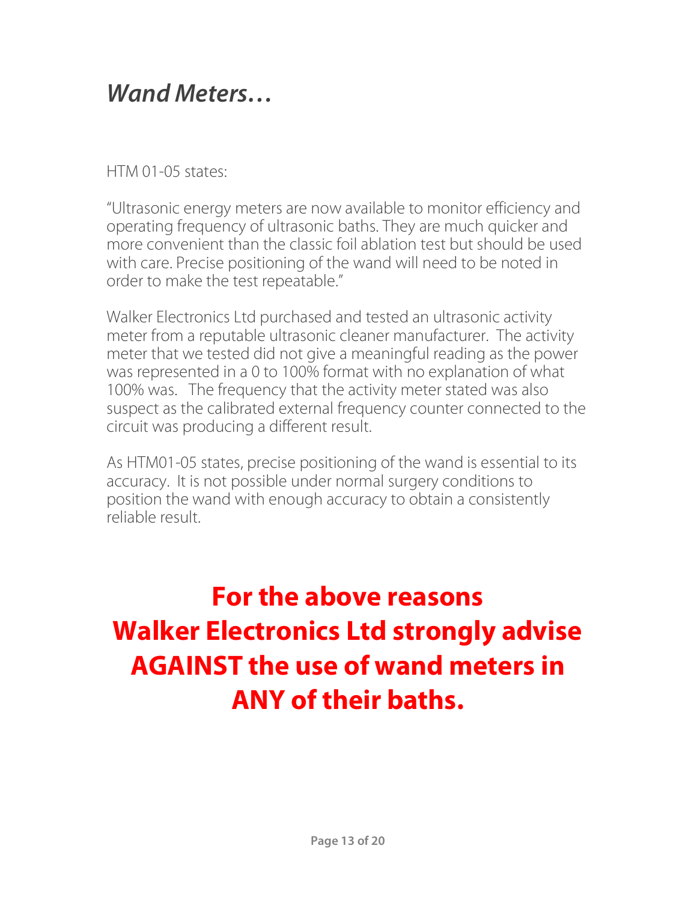## *Wand Meters…*

HTM 01-05 states:

"Ultrasonic energy meters are now available to monitor efficiency and operating frequency of ultrasonic baths. They are much quicker and more convenient than the classic foil ablation test but should be used with care. Precise positioning of the wand will need to be noted in order to make the test repeatable."

Walker Electronics Ltd purchased and tested an ultrasonic activity meter from a reputable ultrasonic cleaner manufacturer. The activity meter that we tested did not give a meaningful reading as the power was represented in a 0 to 100% format with no explanation of what 100% was. The frequency that the activity meter stated was also suspect as the calibrated external frequency counter connected to the circuit was producing a different result.

As HTM01-05 states, precise positioning of the wand is essential to its accuracy. It is not possible under normal surgery conditions to position the wand with enough accuracy to obtain a consistently reliable result.

**For the above reasons Walker Electronics Ltd strongly advise AGAINST the use of wand meters in ANY of their baths.**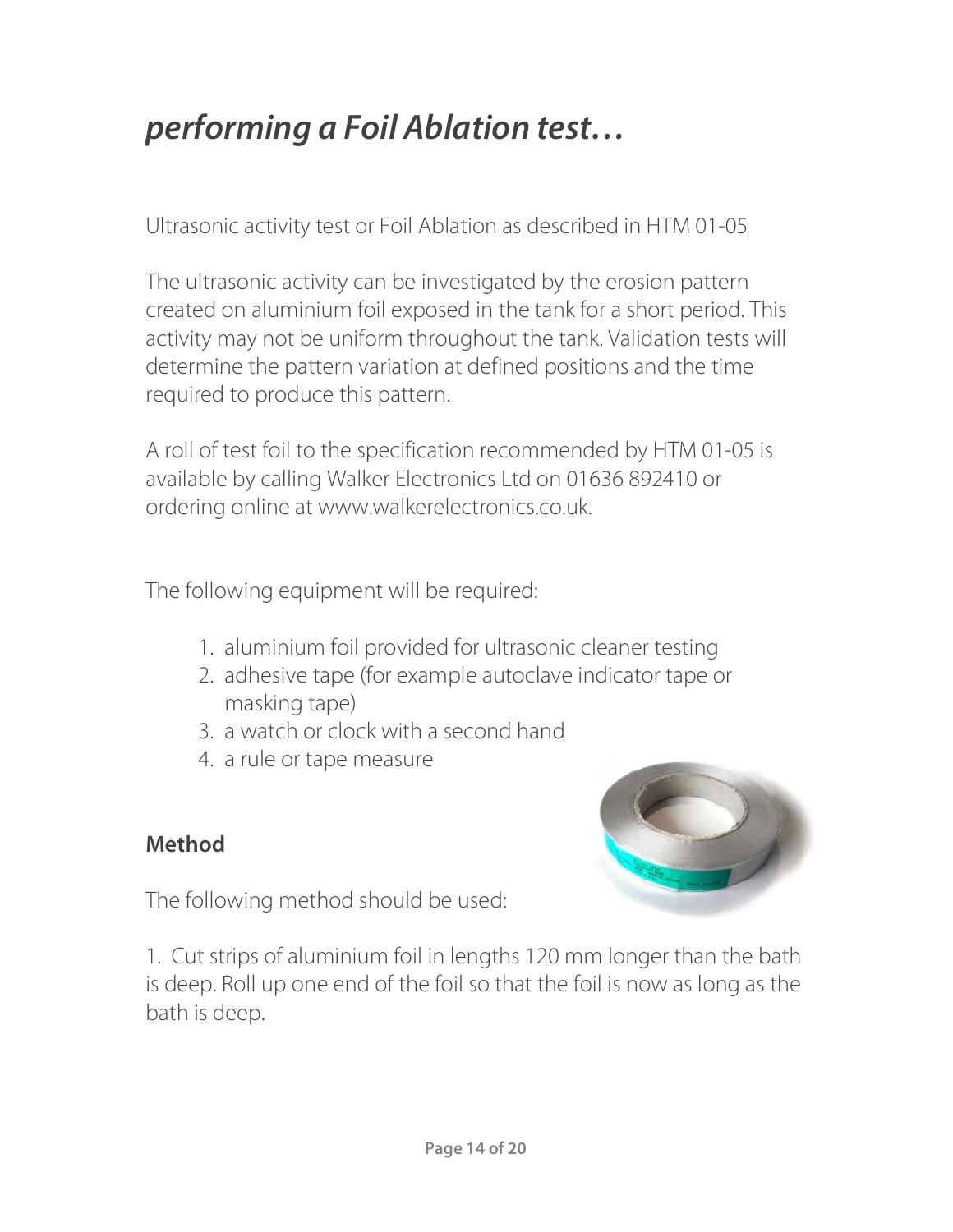# *performing a Foil Ablation test…*

Ultrasonic activity test or Foil Ablation as described in HTM 01-05

The ultrasonic activity can be investigated by the erosion pattern created on aluminium foil exposed in the tank for a short period. This activity may not be uniform throughout the tank. Validation tests will determine the pattern variation at defined positions and the time required to produce this pattern.

A roll of test foil to the specification recommended by HTM 01-05 is available by calling Walker Electronics Ltd on 01636 892410 or ordering online at www.walkerelectronics.co.uk.

The following equipment will be required:

1. aluminium foil provided for ultrasonic cleaner testing
2. adhesive tape (for example autoclave indicator tape or masking tape)
3. a watch or clock with a second hand
4. a rule or tape measure

**Method**

The following method should be used:

1. Cut strips of aluminium foil in lengths 120 mm longer than the bath is deep. Roll up one end of the foil so that the foil is now as long as the bath is deep.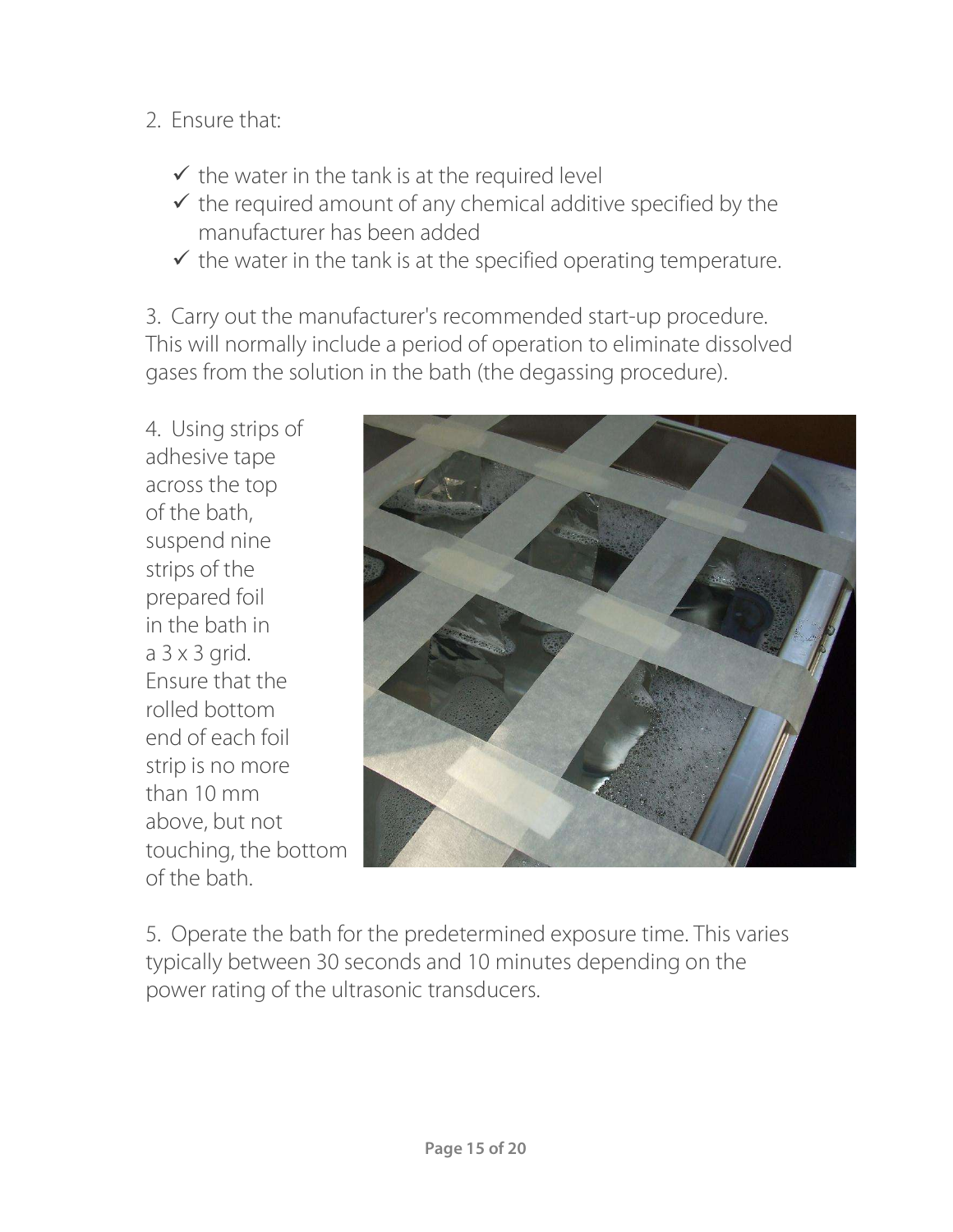2. Ensure that:

- ✓ the water in the tank is at the required level
- ✓ the required amount of any chemical additive specified by the manufacturer has been added
- ✓ the water in the tank is at the specified operating temperature.

3. Carry out the manufacturer's recommended start-up procedure. This will normally include a period of operation to eliminate dissolved gases from the solution in the bath (the degassing procedure).

4. Using strips of adhesive tape across the top of the bath, suspend nine strips of the prepared foil in the bath in a 3 x 3 grid. Ensure that the rolled bottom end of each foil strip is no more than 10 mm above, but not touching, the bottom of the bath.

5. Operate the bath for the predetermined exposure time. This varies typically between 30 seconds and 10 minutes depending on the power rating of the ultrasonic transducers.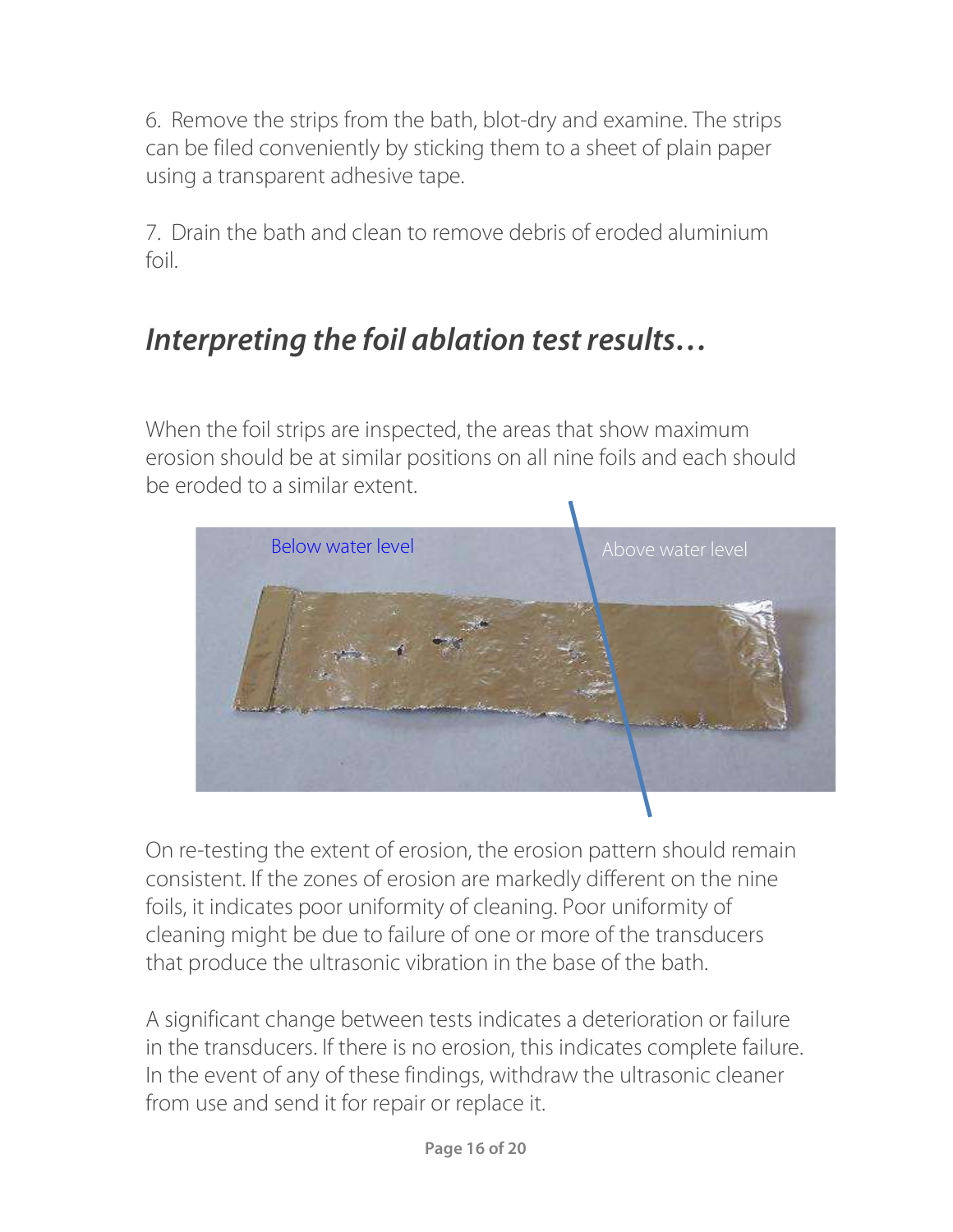6. Remove the strips from the bath, blot-dry and examine. The strips can be filed conveniently by sticking them to a sheet of plain paper using a transparent adhesive tape.

7. Drain the bath and clean to remove debris of eroded aluminium foil.

## *Interpreting the foil ablation test results…*

When the foil strips are inspected, the areas that show maximum erosion should be at similar positions on all nine foils and each should be eroded to a similar extent.

Below water level

Above water level

On re-testing the extent of erosion, the erosion pattern should remain consistent. If the zones of erosion are markedly different on the nine foils, it indicates poor uniformity of cleaning. Poor uniformity of cleaning might be due to failure of one or more of the transducers that produce the ultrasonic vibration in the base of the bath.

A significant change between tests indicates a deterioration or failure in the transducers. If there is no erosion, this indicates complete failure. In the event of any of these findings, withdraw the ultrasonic cleaner from use and send it for repair or replace it.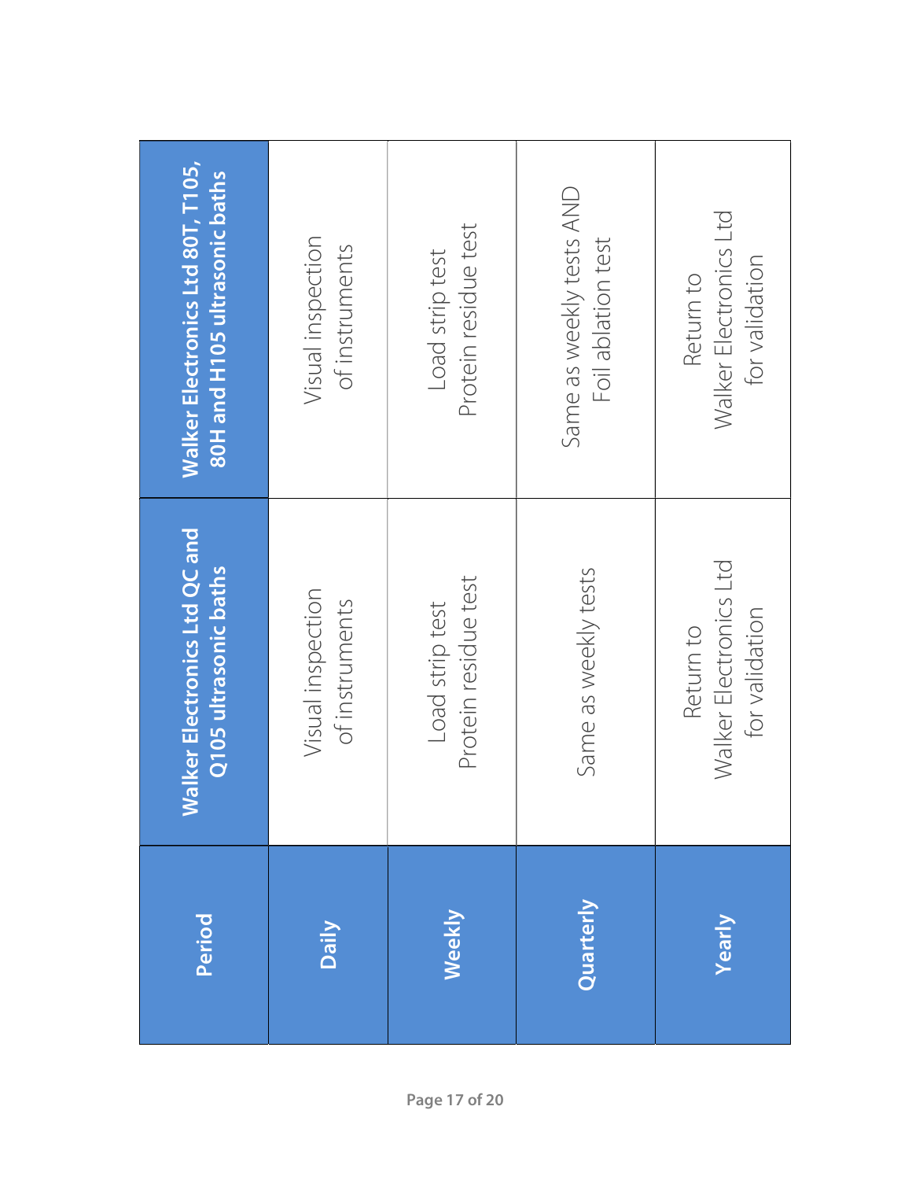| Period | Walker Electronics Ltd QC and Q105 ultrasonic baths | Walker Electronics Ltd 80T, T105, 80H and H105 ultrasonic baths |
|---|---|---|
| Daily | Visual inspection of instruments | Visual inspection of instruments |
| Weekly | Load strip test<br>Protein residue test | Load strip test<br>Protein residue test |
| Quarterly | Same as weekly tests | Same as weekly tests AND Foil ablation test |
| Yearly | Return to Walker Electronics Ltd for validation | Return to Walker Electronics Ltd for validation |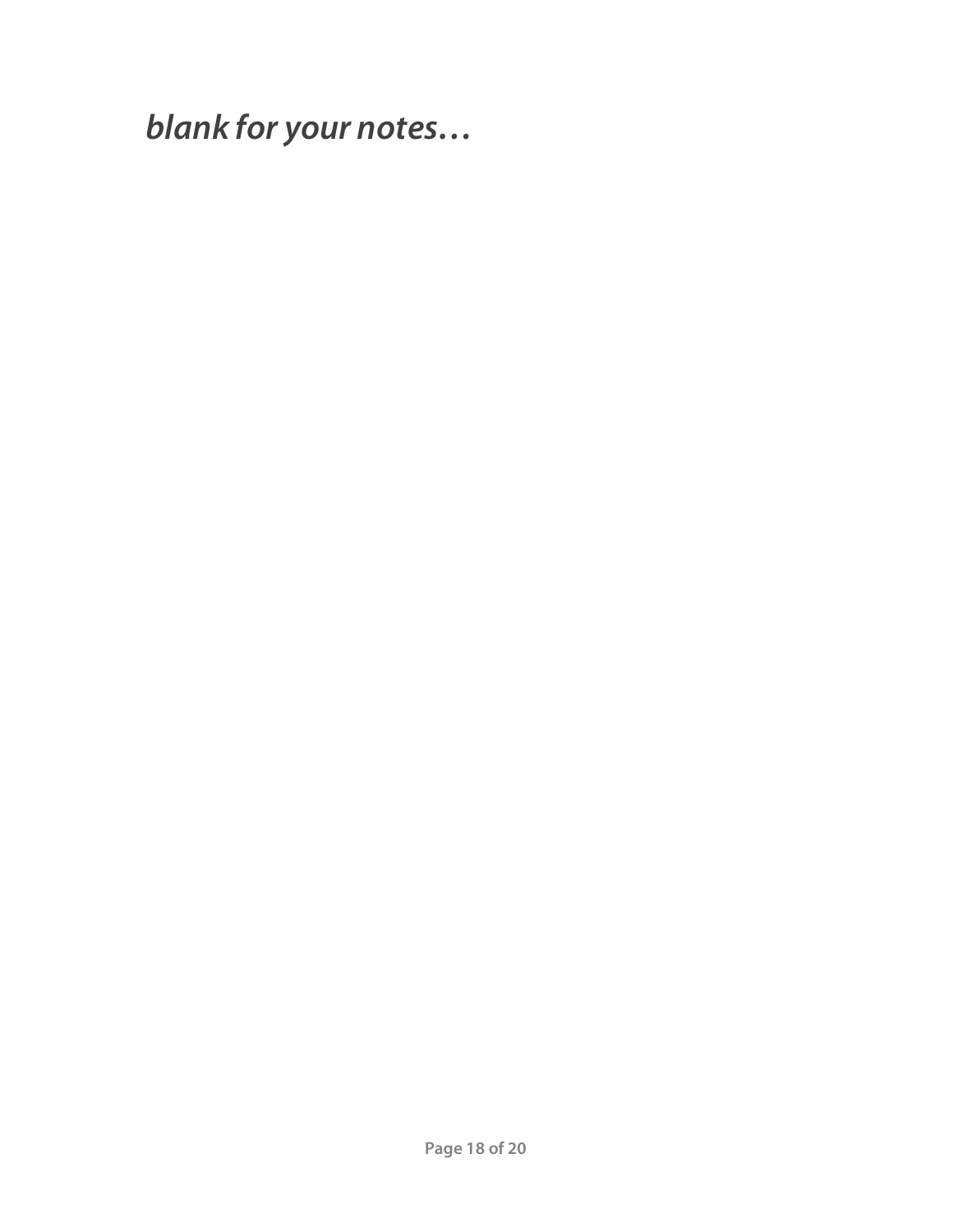***blank for your notes…***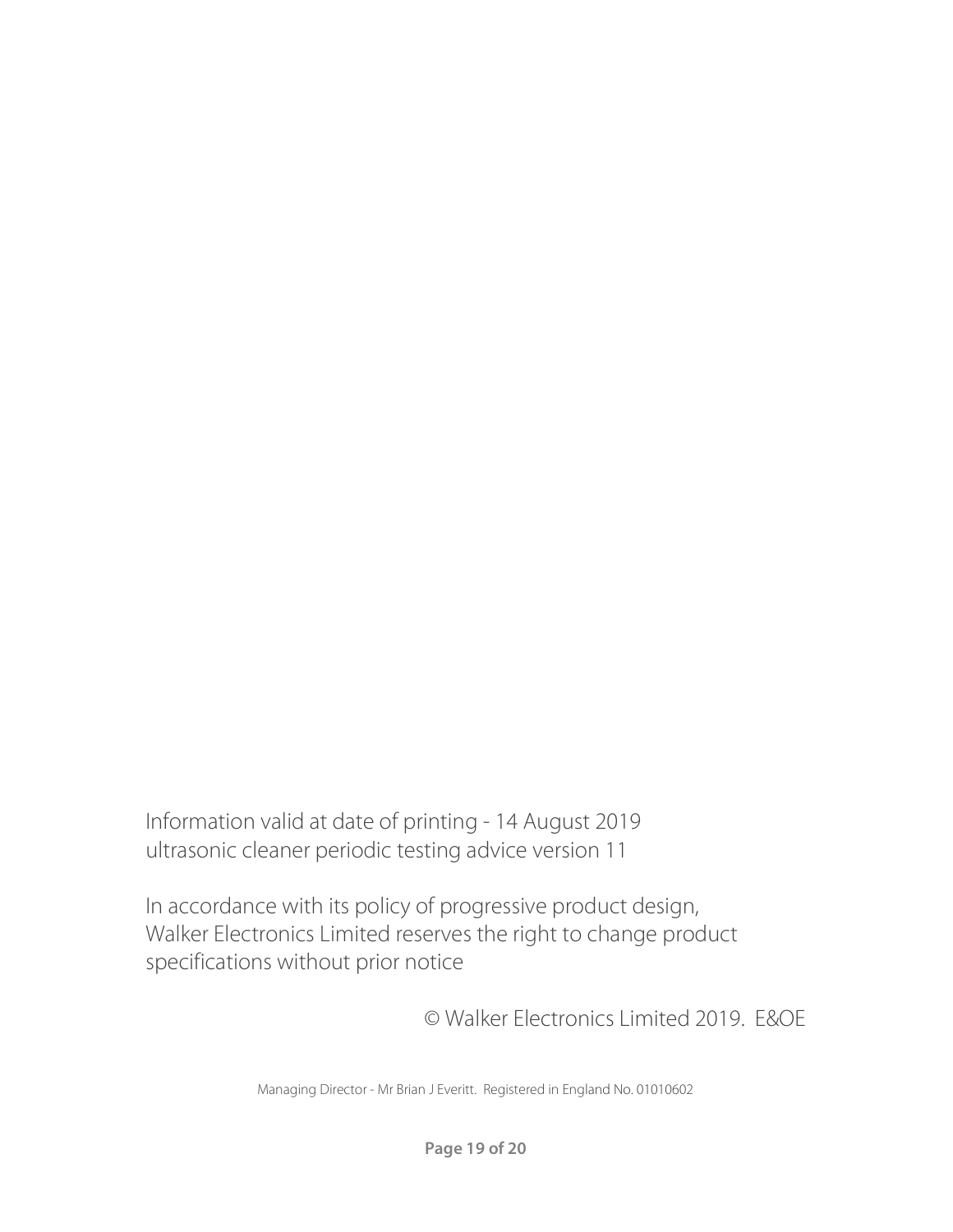Information valid at date of printing - 14 August 2019
ultrasonic cleaner periodic testing advice version 11

In accordance with its policy of progressive product design, Walker Electronics Limited reserves the right to change product specifications without prior notice

© Walker Electronics Limited 2019. E&OE

Managing Director - Mr Brian J Everitt. Registered in England No. 01010602